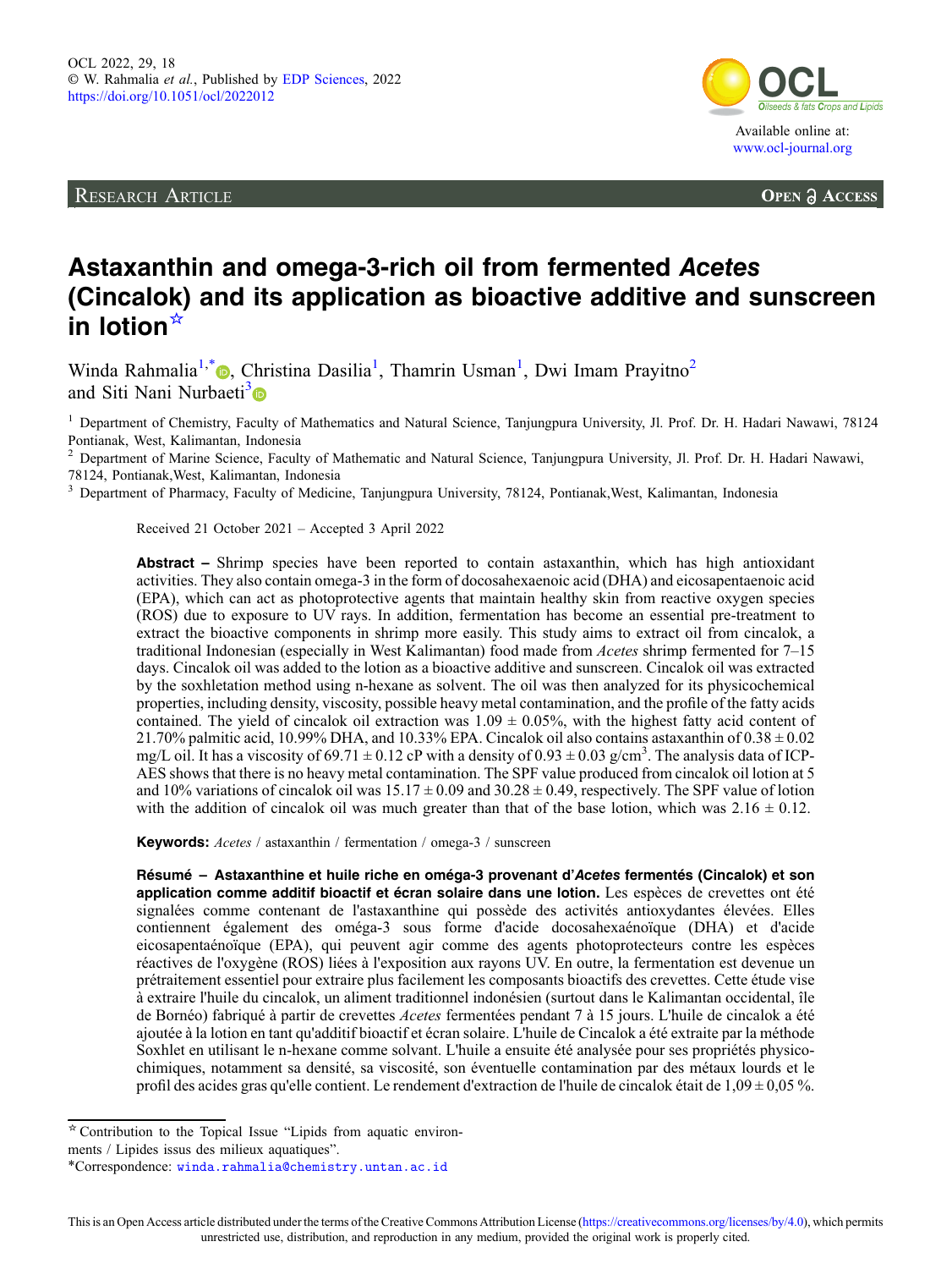RESEARCH ARTICLE

# Astaxanthin and omega-3-rich oil from fermented *Acetes* (Cincalok) and its application as bioactive additive and sunscreen in lotion[☆]

Winda Rahmalia[1,*], Christina Dasilia[1], Thamrin Usman[1], Dwi Imam Prayitno[2] and Siti Nani Nurbaeti[3]

[1] Department of Chemistry, Faculty of Mathematics and Natural Science, Tanjungpura University, Jl. Prof. Dr. H. Hadari Nawawi, 78124 Pontianak, West, Kalimantan, Indonesia

[2] Department of Marine Science, Faculty of Mathematic and Natural Science, Tanjungpura University, Jl. Prof. Dr. H. Hadari Nawawi, 78124, Pontianak,West, Kalimantan, Indonesia

[3] Department of Pharmacy, Faculty of Medicine, Tanjungpura University, 78124, Pontianak,West, Kalimantan, Indonesia

Received 21 October 2021 – Accepted 3 April 2022

**Abstract –** Shrimp species have been reported to contain astaxanthin, which has high antioxidant activities. They also contain omega-3 in the form of docosahexaenoic acid (DHA) and eicosapentaenoic acid (EPA), which can act as photoprotective agents that maintain healthy skin from reactive oxygen species (ROS) due to exposure to UV rays. In addition, fermentation has become an essential pre-treatment to extract the bioactive components in shrimp more easily. This study aims to extract oil from cincalok, a traditional Indonesian (especially in West Kalimantan) food made from *Acetes* shrimp fermented for 7–15 days. Cincalok oil was added to the lotion as a bioactive additive and sunscreen. Cincalok oil was extracted by the soxhletation method using n-hexane as solvent. The oil was then analyzed for its physicochemical properties, including density, viscosity, possible heavy metal contamination, and the profile of the fatty acids contained. The yield of cincalok oil extraction was 1.09 ± 0.05%, with the highest fatty acid content of 21.70% palmitic acid, 10.99% DHA, and 10.33% EPA. Cincalok oil also contains astaxanthin of 0.38 ± 0.02 mg/L oil. It has a viscosity of 69.71 ± 0.12 cP with a density of 0.93 ± 0.03 g/cm$^3$. The analysis data of ICP-AES shows that there is no heavy metal contamination. The SPF value produced from cincalok oil lotion at 5 and 10% variations of cincalok oil was 15.17 ± 0.09 and 30.28 ± 0.49, respectively. The SPF value of lotion with the addition of cincalok oil was much greater than that of the base lotion, which was 2.16 ± 0.12.

**Keywords:** *Acetes* / astaxanthin / fermentation / omega-3 / sunscreen

**Résumé – Astaxanthine et huile riche en oméga-3 provenant d'*Acetes* fermentés (Cincalok) et son application comme additif bioactif et écran solaire dans une lotion.** Les espèces de crevettes ont été signalées comme contenant de l'astaxanthine qui possède des activités antioxydantes élevées. Elles contiennent également des oméga-3 sous forme d'acide docosahexaénoïque (DHA) et d'acide eicosapentaénoïque (EPA), qui peuvent agir comme des agents photoprotecteurs contre les espèces réactives de l'oxygène (ROS) liées à l'exposition aux rayons UV. En outre, la fermentation est devenue un prétraitement essentiel pour extraire plus facilement les composants bioactifs des crevettes. Cette étude vise à extraire l'huile du cincalok, un aliment traditionnel indonésien (surtout dans le Kalimantan occidental, île de Bornéo) fabriqué à partir de crevettes *Acetes* fermentées pendant 7 à 15 jours. L'huile de cincalok a été ajoutée à la lotion en tant qu'additif bioactif et écran solaire. L'huile de Cincalok a été extraite par la méthode Soxhlet en utilisant le n-hexane comme solvant. L'huile a ensuite été analysée pour ses propriétés physico-chimiques, notamment sa densité, sa viscosité, son éventuelle contamination par des métaux lourds et le profil des acides gras qu'elle contient. Le rendement d'extraction de l'huile de cincalok était de 1,09 ± 0,05 %.

[☆] Contribution to the Topical Issue "Lipids from aquatic environments / Lipides issus des milieux aquatiques".

*Correspondence: winda.rahmalia@chemistry.untan.ac.id

This is an Open Access article distributed under the terms of the Creative Commons Attribution License (https://creativecommons.org/licenses/by/4.0), which permits unrestricted use, distribution, and reproduction in any medium, provided the original work is properly cited.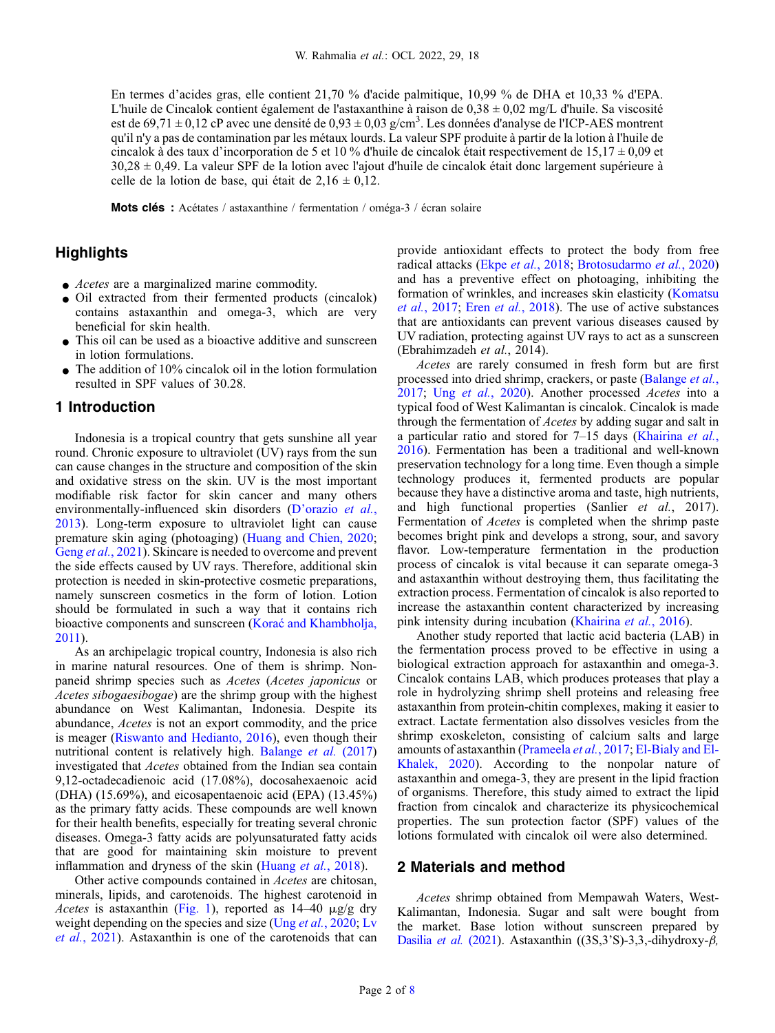En termes d'acides gras, elle contient 21,70 % d'acide palmitique, 10,99 % de DHA et 10,33 % d'EPA. L'huile de Cincalok contient également de l'astaxanthine à raison de 0,38 ± 0,02 mg/L d'huile. Sa viscosité est de 69,71 ± 0,12 cP avec une densité de 0,93 ± 0,03 g/cm$^3$. Les données d'analyse de l'ICP-AES montrent qu'il n'y a pas de contamination par les métaux lourds. La valeur SPF produite à partir de la lotion à l'huile de cincalok à des taux d'incorporation de 5 et 10 % d'huile de cincalok était respectivement de 15,17 ± 0,09 et 30,28 ± 0,49. La valeur SPF de la lotion avec l'ajout d'huile de cincalok était donc largement supérieure à celle de la lotion de base, qui était de 2,16 ± 0,12.

**Mots clés :** Acétates / astaxanthine / fermentation / oméga-3 / écran solaire

## Highlights

- *Acetes* are a marginalized marine commodity.
- Oil extracted from their fermented products (cincalok) contains astaxanthin and omega-3, which are very beneficial for skin health.
- This oil can be used as a bioactive additive and sunscreen in lotion formulations.
- The addition of 10% cincalok oil in the lotion formulation resulted in SPF values of 30.28.

## 1 Introduction

Indonesia is a tropical country that gets sunshine all year round. Chronic exposure to ultraviolet (UV) rays from the sun can cause changes in the structure and composition of the skin and oxidative stress on the skin. UV is the most important modifiable risk factor for skin cancer and many others environmentally-influenced skin disorders (D'orazio *et al.*, 2013). Long-term exposure to ultraviolet light can cause premature skin aging (photoaging) (Huang and Chien, 2020; Geng *et al.*, 2021). Skincare is needed to overcome and prevent the side effects caused by UV rays. Therefore, additional skin protection is needed in skin-protective cosmetic preparations, namely sunscreen cosmetics in the form of lotion. Lotion should be formulated in such a way that it contains rich bioactive components and sunscreen (Korać and Khambholja, 2011).

As an archipelagic tropical country, Indonesia is also rich in marine natural resources. One of them is shrimp. Non-paneid shrimp species such as *Acetes* (*Acetes japonicus* or *Acetes sibogaesibogae*) are the shrimp group with the highest abundance on West Kalimantan, Indonesia. Despite its abundance, *Acetes* is not an export commodity, and the price is meager (Riswanto and Hedianto, 2016), even though their nutritional content is relatively high. Balange *et al.* (2017) investigated that *Acetes* obtained from the Indian sea contain 9,12-octadecadienoic acid (17.08%), docosahexaenoic acid (DHA) (15.69%), and eicosapentaenoic acid (EPA) (13.45%) as the primary fatty acids. These compounds are well known for their health benefits, especially for treating several chronic diseases. Omega-3 fatty acids are polyunsaturated fatty acids that are good for maintaining skin moisture to prevent inflammation and dryness of the skin (Huang *et al.*, 2018).

Other active compounds contained in *Acetes* are chitosan, minerals, lipids, and carotenoids. The highest carotenoid in *Acetes* is astaxanthin (Fig. 1), reported as 14–40 μg/g dry weight depending on the species and size (Ung *et al.*, 2020; Lv *et al.*, 2021). Astaxanthin is one of the carotenoids that can provide antioxidant effects to protect the body from free radical attacks (Ekpe *et al.*, 2018; Brotosudarmo *et al.*, 2020) and has a preventive effect on photoaging, inhibiting the formation of wrinkles, and increases skin elasticity (Komatsu *et al.*, 2017; Eren *et al.*, 2018). The use of active substances that are antioxidants can prevent various diseases caused by UV radiation, protecting against UV rays to act as a sunscreen (Ebrahimzadeh *et al.*, 2014).

*Acetes* are rarely consumed in fresh form but are first processed into dried shrimp, crackers, or paste (Balange *et al.*, 2017; Ung *et al.*, 2020). Another processed *Acetes* into a typical food of West Kalimantan is cincalok. Cincalok is made through the fermentation of *Acetes* by adding sugar and salt in a particular ratio and stored for 7–15 days (Khairina *et al.*, 2016). Fermentation has been a traditional and well-known preservation technology for a long time. Even though a simple technology produces it, fermented products are popular because they have a distinctive aroma and taste, high nutrients, and high functional properties (Sanlier *et al.*, 2017). Fermentation of *Acetes* is completed when the shrimp paste becomes bright pink and develops a strong, sour, and savory flavor. Low-temperature fermentation in the production process of cincalok is vital because it can separate omega-3 and astaxanthin without destroying them, thus facilitating the extraction process. Fermentation of cincalok is also reported to increase the astaxanthin content characterized by increasing pink intensity during incubation (Khairina *et al.*, 2016).

Another study reported that lactic acid bacteria (LAB) in the fermentation process proved to be effective in using a biological extraction approach for astaxanthin and omega-3. Cincalok contains LAB, which produces proteases that play a role in hydrolyzing shrimp shell proteins and releasing free astaxanthin from protein-chitin complexes, making it easier to extract. Lactate fermentation also dissolves vesicles from the shrimp exoskeleton, consisting of calcium salts and large amounts of astaxanthin (Prameela *et al.*, 2017; El-Bialy and El-Khalek, 2020). According to the nonpolar nature of astaxanthin and omega-3, they are present in the lipid fraction of organisms. Therefore, this study aimed to extract the lipid fraction from cincalok and characterize its physicochemical properties. The sun protection factor (SPF) values of the lotions formulated with cincalok oil were also determined.

## 2 Materials and method

*Acetes* shrimp obtained from Mempawah Waters, West-Kalimantan, Indonesia. Sugar and salt were bought from the market. Base lotion without sunscreen prepared by Dasilia *et al.* (2021). Astaxanthin ((3S,3'S)-3,3,-dihydroxy-*β,*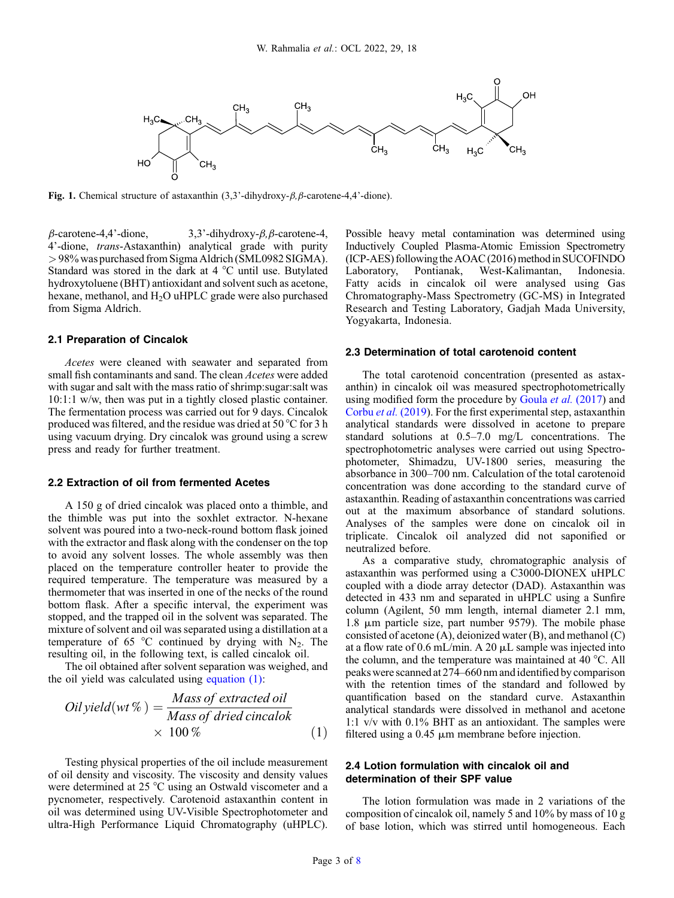**Fig. 1.** Chemical structure of astaxanthin (3,3'-dihydroxy-$\beta$,$\beta$-carotene-4,4'-dione).

$\beta$-carotene-4,4'-dione, 3,3'-dihydroxy-$\beta$,$\beta$-carotene-4,4'-dione, *trans*-Astaxanthin) analytical grade with purity > 98% was purchased from Sigma Aldrich (SML0982 SIGMA). Standard was stored in the dark at 4 °C until use. Butylated hydroxytoluene (BHT) antioxidant and solvent such as acetone, hexane, methanol, and $H_2O$ uHPLC grade were also purchased from Sigma Aldrich.

### 2.1 Preparation of Cincalok

*Acetes* were cleaned with seawater and separated from small fish contaminants and sand. The clean *Acetes* were added with sugar and salt with the mass ratio of shrimp:sugar:salt was 10:1:1 w/w, then was put in a tightly closed plastic container. The fermentation process was carried out for 9 days. Cincalok produced was filtered, and the residue was dried at 50 °C for 3 h using vacuum drying. Dry cincalok was ground using a screw press and ready for further treatment.

### 2.2 Extraction of oil from fermented Acetes

A 150 g of dried cincalok was placed onto a thimble, and the thimble was put into the soxhlet extractor. N-hexane solvent was poured into a two-neck-round bottom flask joined with the extractor and flask along with the condenser on the top to avoid any solvent losses. The whole assembly was then placed on the temperature controller heater to provide the required temperature. The temperature was measured by a thermometer that was inserted in one of the necks of the round bottom flask. After a specific interval, the experiment was stopped, and the trapped oil in the solvent was separated. The mixture of solvent and oil was separated using a distillation at a temperature of 65 °C continued by drying with $N_2$. The resulting oil, in the following text, is called cincalok oil.

The oil obtained after solvent separation was weighed, and the oil yield was calculated using equation (1):

$$Oil\,yield(wt\,\%) = \frac{Mass\ of\ extracted\ oil}{Mass\ of\ dried\ cincalok} \times 100\,\% \tag{1}$$

Testing physical properties of the oil include measurement of oil density and viscosity. The viscosity and density values were determined at 25 °C using an Ostwald viscometer and a pycnometer, respectively. Carotenoid astaxanthin content in oil was determined using UV-Visible Spectrophotometer and ultra-High Performance Liquid Chromatography (uHPLC). Possible heavy metal contamination was determined using Inductively Coupled Plasma-Atomic Emission Spectrometry (ICP-AES) following the AOAC (2016) method in SUCOFINDO Laboratory, Pontianak, West-Kalimantan, Indonesia. Fatty acids in cincalok oil were analysed using Gas Chromatography-Mass Spectrometry (GC-MS) in Integrated Research and Testing Laboratory, Gadjah Mada University, Yogyakarta, Indonesia.

### 2.3 Determination of total carotenoid content

The total carotenoid concentration (presented as astaxanthin) in cincalok oil was measured spectrophotometrically using modified form the procedure by Goula *et al.* (2017) and Corbu *et al.* (2019). For the first experimental step, astaxanthin analytical standards were dissolved in acetone to prepare standard solutions at 0.5–7.0 mg/L concentrations. The spectrophotometric analyses were carried out using Spectrophotometer, Shimadzu, UV-1800 series, measuring the absorbance in 300–700 nm. Calculation of the total carotenoid concentration was done according to the standard curve of astaxanthin. Reading of astaxanthin concentrations was carried out at the maximum absorbance of standard solutions. Analyses of the samples were done on cincalok oil in triplicate. Cincalok oil analyzed did not saponified or neutralized before.

As a comparative study, chromatographic analysis of astaxanthin was performed using a C3000-DIONEX uHPLC coupled with a diode array detector (DAD). Astaxanthin was detected in 433 nm and separated in uHPLC using a Sunfire column (Agilent, 50 mm length, internal diameter 2.1 mm, 1.8 µm particle size, part number 9579). The mobile phase consisted of acetone (A), deionized water (B), and methanol (C) at a flow rate of 0.6 mL/min. A 20 µL sample was injected into the column, and the temperature was maintained at 40 °C. All peaks were scanned at 274–660 nm and identified by comparison with the retention times of the standard and followed by quantification based on the standard curve. Astaxanthin analytical standards were dissolved in methanol and acetone 1:1 v/v with 0.1% BHT as an antioxidant. The samples were filtered using a 0.45 µm membrane before injection.

### 2.4 Lotion formulation with cincalok oil and determination of their SPF value

The lotion formulation was made in 2 variations of the composition of cincalok oil, namely 5 and 10% by mass of 10 g of base lotion, which was stirred until homogeneous. Each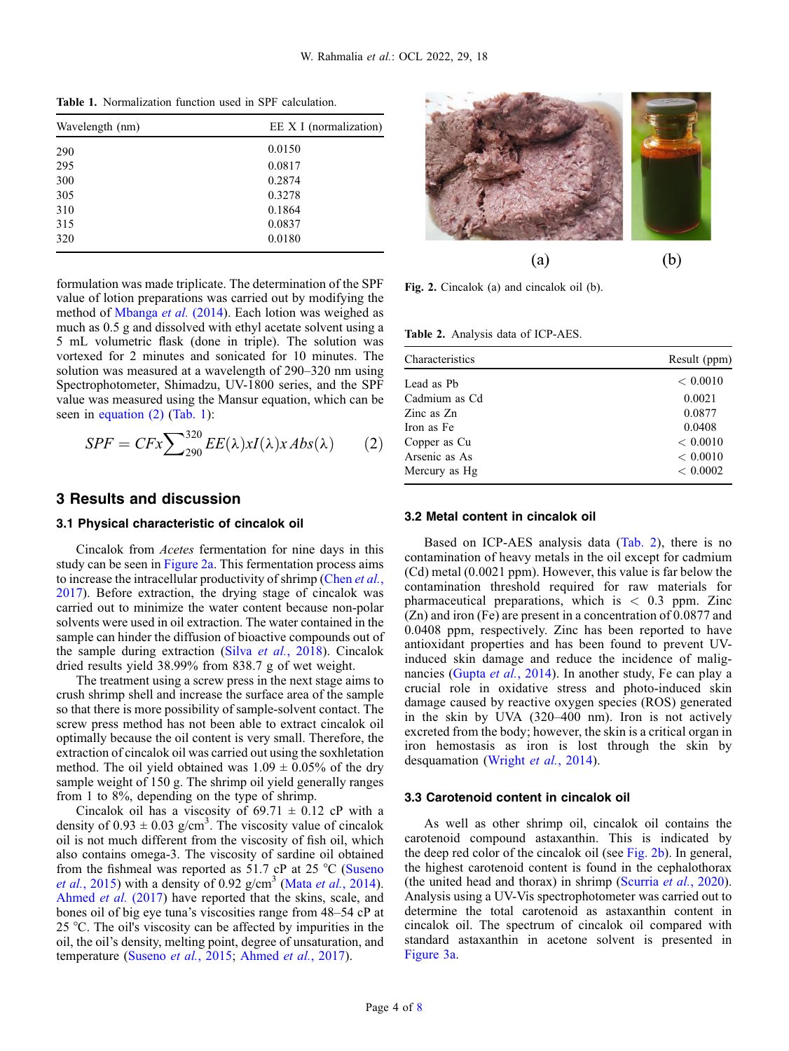**Table 1.** Normalization function used in SPF calculation.

| Wavelength (nm) | EE X I (normalization) |
|---|---|
| 290 | 0.0150 |
| 295 | 0.0817 |
| 300 | 0.2874 |
| 305 | 0.3278 |
| 310 | 0.1864 |
| 315 | 0.0837 |
| 320 | 0.0180 |

formulation was made triplicate. The determination of the SPF value of lotion preparations was carried out by modifying the method of Mbanga *et al.* (2014). Each lotion was weighed as much as 0.5 g and dissolved with ethyl acetate solvent using a 5 mL volumetric flask (done in triple). The solution was vortexed for 2 minutes and sonicated for 10 minutes. The solution was measured at a wavelength of 290–320 nm using Spectrophotometer, Shimadzu, UV-1800 series, and the SPF value was measured using the Mansur equation, which can be seen in equation (2) (Tab. 1):

$$SPF = CF x \sum_{290}^{320} EE(\lambda) x I(\lambda) x Abs(\lambda) \qquad (2)$$

## 3 Results and discussion

### 3.1 Physical characteristic of cincalok oil

Cincalok from *Acetes* fermentation for nine days in this study can be seen in Figure 2a. This fermentation process aims to increase the intracellular productivity of shrimp (Chen *et al.*, 2017). Before extraction, the drying stage of cincalok was carried out to minimize the water content because non-polar solvents were used in oil extraction. The water contained in the sample can hinder the diffusion of bioactive compounds out of the sample during extraction (Silva *et al.*, 2018). Cincalok dried results yield 38.99% from 838.7 g of wet weight.

The treatment using a screw press in the next stage aims to crush shrimp shell and increase the surface area of the sample so that there is more possibility of sample-solvent contact. The screw press method has not been able to extract cincalok oil optimally because the oil content is very small. Therefore, the extraction of cincalok oil was carried out using the soxhletation method. The oil yield obtained was 1.09 ± 0.05% of the dry sample weight of 150 g. The shrimp oil yield generally ranges from 1 to 8%, depending on the type of shrimp.

Cincalok oil has a viscosity of 69.71 ± 0.12 cP with a density of 0.93 ± 0.03 g/cm$^3$. The viscosity value of cincalok oil is not much different from the viscosity of fish oil, which also contains omega-3. The viscosity of sardine oil obtained from the fishmeal was reported as 51.7 cP at 25 °C (Suseno *et al.*, 2015) with a density of 0.92 g/cm$^3$ (Mata *et al.*, 2014). Ahmed *et al.* (2017) have reported that the skins, scale, and bones oil of big eye tuna's viscosities range from 48–54 cP at 25 °C. The oil's viscosity can be affected by impurities in the oil, the oil's density, melting point, degree of unsaturation, and temperature (Suseno *et al.*, 2015; Ahmed *et al.*, 2017).

(a) (b)

**Fig. 2.** Cincalok (a) and cincalok oil (b).

**Table 2.** Analysis data of ICP-AES.

| Characteristics | Result (ppm) |
|---|---|
| Lead as Pb | < 0.0010 |
| Cadmium as Cd | 0.0021 |
| Zinc as Zn | 0.0877 |
| Iron as Fe | 0.0408 |
| Copper as Cu | < 0.0010 |
| Arsenic as As | < 0.0010 |
| Mercury as Hg | < 0.0002 |

### 3.2 Metal content in cincalok oil

Based on ICP-AES analysis data (Tab. 2), there is no contamination of heavy metals in the oil except for cadmium (Cd) metal (0.0021 ppm). However, this value is far below the contamination threshold required for raw materials for pharmaceutical preparations, which is < 0.3 ppm. Zinc (Zn) and iron (Fe) are present in a concentration of 0.0877 and 0.0408 ppm, respectively. Zinc has been reported to have antioxidant properties and has been found to prevent UV-induced skin damage and reduce the incidence of malignancies (Gupta *et al.*, 2014). In another study, Fe can play a crucial role in oxidative stress and photo-induced skin damage caused by reactive oxygen species (ROS) generated in the skin by UVA (320–400 nm). Iron is not actively excreted from the body; however, the skin is a critical organ in iron hemostasis as iron is lost through the skin by desquamation (Wright *et al.*, 2014).

### 3.3 Carotenoid content in cincalok oil

As well as other shrimp oil, cincalok oil contains the carotenoid compound astaxanthin. This is indicated by the deep red color of the cincalok oil (see Fig. 2b). In general, the highest carotenoid content is found in the cephalothorax (the united head and thorax) in shrimp (Scurria *et al.*, 2020). Analysis using a UV-Vis spectrophotometer was carried out to determine the total carotenoid as astaxanthin content in cincalok oil. The spectrum of cincalok oil compared with standard astaxanthin in acetone solvent is presented in Figure 3a.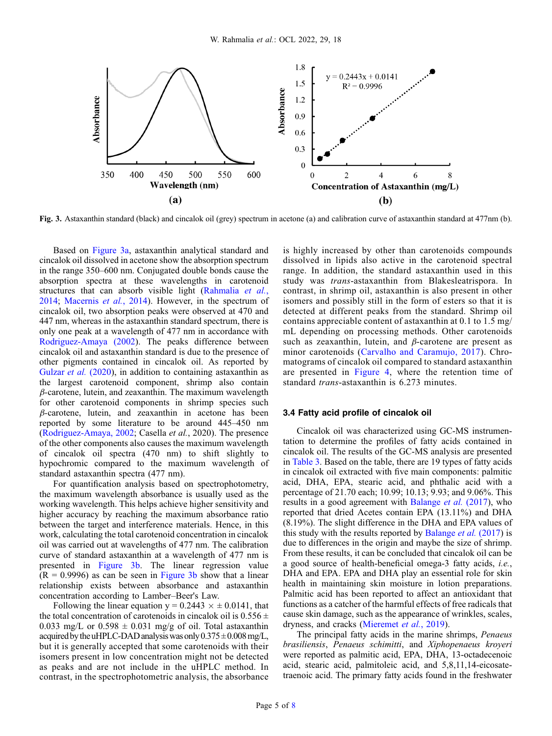Fig. 3. Astaxanthin standard (black) and cincalok oil (grey) spectrum in acetone (a) and calibration curve of astaxanthin standard at 477nm (b).

Based on Figure 3a, astaxanthin analytical standard and cincalok oil dissolved in acetone show the absorption spectrum in the range 350–600 nm. Conjugated double bonds cause the absorption spectra at these wavelengths in carotenoid structures that can absorb visible light (Rahmalia *et al.*, 2014; Macernis *et al.*, 2014). However, in the spectrum of cincalok oil, two absorption peaks were observed at 470 and 447 nm, whereas in the astaxanthin standard spectrum, there is only one peak at a wavelength of 477 nm in accordance with Rodriguez-Amaya (2002). The peaks difference between cincalok oil and astaxanthin standard is due to the presence of other pigments contained in cincalok oil. As reported by Gulzar *et al.* (2020), in addition to containing astaxanthin as the largest carotenoid component, shrimp also contain $\beta$-carotene, lutein, and zeaxanthin. The maximum wavelength for other carotenoid components in shrimp species such $\beta$-carotene, lutein, and zeaxanthin in acetone has been reported by some literature to be around 445–450 nm (Rodriguez-Amaya, 2002; Casella *et al.*, 2020). The presence of the other components also causes the maximum wavelength of cincalok oil spectra (470 nm) to shift slightly to hypochromic compared to the maximum wavelength of standard astaxanthin spectra (477 nm).

For quantification analysis based on spectrophotometry, the maximum wavelength absorbance is usually used as the working wavelength. This helps achieve higher sensitivity and higher accuracy by reaching the maximum absorbance ratio between the target and interference materials. Hence, in this work, calculating the total carotenoid concentration in cincalok oil was carried out at wavelengths of 477 nm. The calibration curve of standard astaxanthin at a wavelength of 477 nm is presented in Figure 3b. The linear regression value ($R = 0.9996$) as can be seen in Figure 3b show that a linear relationship exists between absorbance and astaxanthin concentration according to Lamber–Beer's Law.

Following the linear equation $y = 0.2443 \times \pm 0.0141$, that the total concentration of carotenoids in cincalok oil is $0.556 \pm 0.033$ mg/L or $0.598 \pm 0.031$ mg/g of oil. Total astaxanthin acquired by the uHPLC-DAD analysis was only $0.375 \pm 0.008$ mg/L, but it is generally accepted that some carotenoids with their isomers present in low concentration might not be detected as peaks and are not include in the uHPLC method. In contrast, in the spectrophotometric analysis, the absorbance is highly increased by other than carotenoids compounds dissolved in lipids also active in the carotenoid spectral range. In addition, the standard astaxanthin used in this study was *trans*-astaxanthin from Blakesleatrispora. In contrast, in shrimp oil, astaxanthin is also present in other isomers and possibly still in the form of esters so that it is detected at different peaks from the standard. Shrimp oil contains appreciable content of astaxanthin at 0.1 to 1.5 mg/mL depending on processing methods. Other carotenoids such as zeaxanthin, lutein, and $\beta$-carotene are present as minor carotenoids (Carvalho and Caramujo, 2017). Chromatograms of cincalok oil compared to standard astaxanthin are presented in Figure 4, where the retention time of standard *trans*-astaxanthin is 6.273 minutes.

### 3.4 Fatty acid profile of cincalok oil

Cincalok oil was characterized using GC-MS instrumentation to determine the profiles of fatty acids contained in cincalok oil. The results of the GC-MS analysis are presented in Table 3. Based on the table, there are 19 types of fatty acids in cincalok oil extracted with five main components: palmitic acid, DHA, EPA, stearic acid, and phthalic acid with a percentage of 21.70 each; 10.99; 10.13; 9.93; and 9.06%. This results in a good agreement with Balange *et al.* (2017), who reported that dried Acetes contain EPA (13.11%) and DHA (8.19%). The slight difference in the DHA and EPA values of this study with the results reported by Balange *et al.* (2017) is due to differences in the origin and maybe the size of shrimp. From these results, it can be concluded that cincalok oil can be a good source of health-beneficial omega-3 fatty acids, *i.e.*, DHA and EPA. EPA and DHA play an essential role for skin health in maintaining skin moisture in lotion preparations. Palmitic acid has been reported to affect an antioxidant that functions as a catcher of the harmful effects of free radicals that cause skin damage, such as the appearance of wrinkles, scales, dryness, and cracks (Mieremet *et al.*, 2019).

The principal fatty acids in the marine shrimps, *Penaeus brasiliensis*, *Penaeus schimitti*, and *Xiphopenaeus kroyeri* were reported as palmitic acid, EPA, DHA, 13-octadecenoic acid, stearic acid, palmitoleic acid, and 5,8,11,14-eicosatetraenoic acid. The primary fatty acids found in the freshwater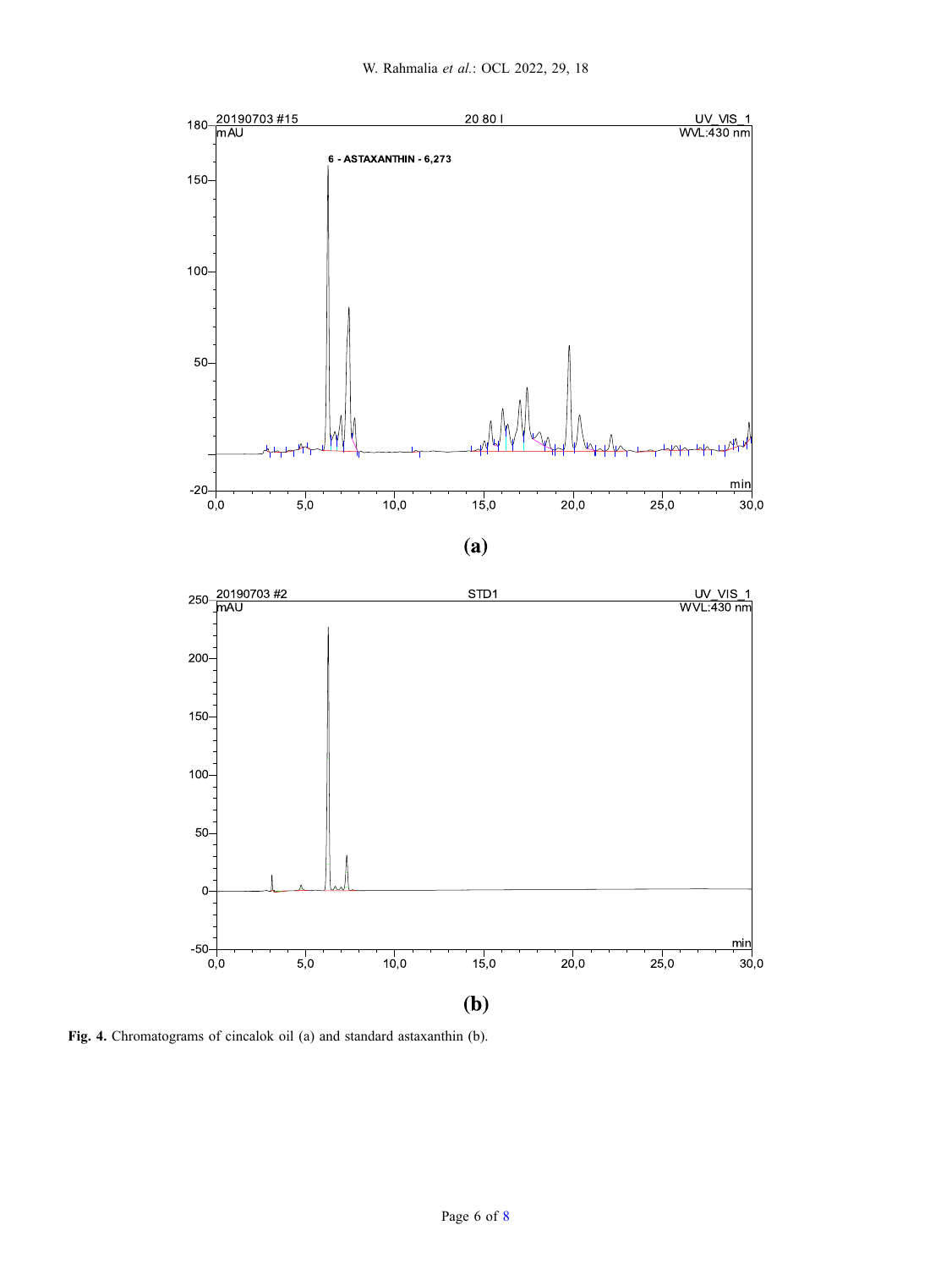**(a)**

**(b)**

**Fig. 4.** Chromatograms of cincalok oil (a) and standard astaxanthin (b).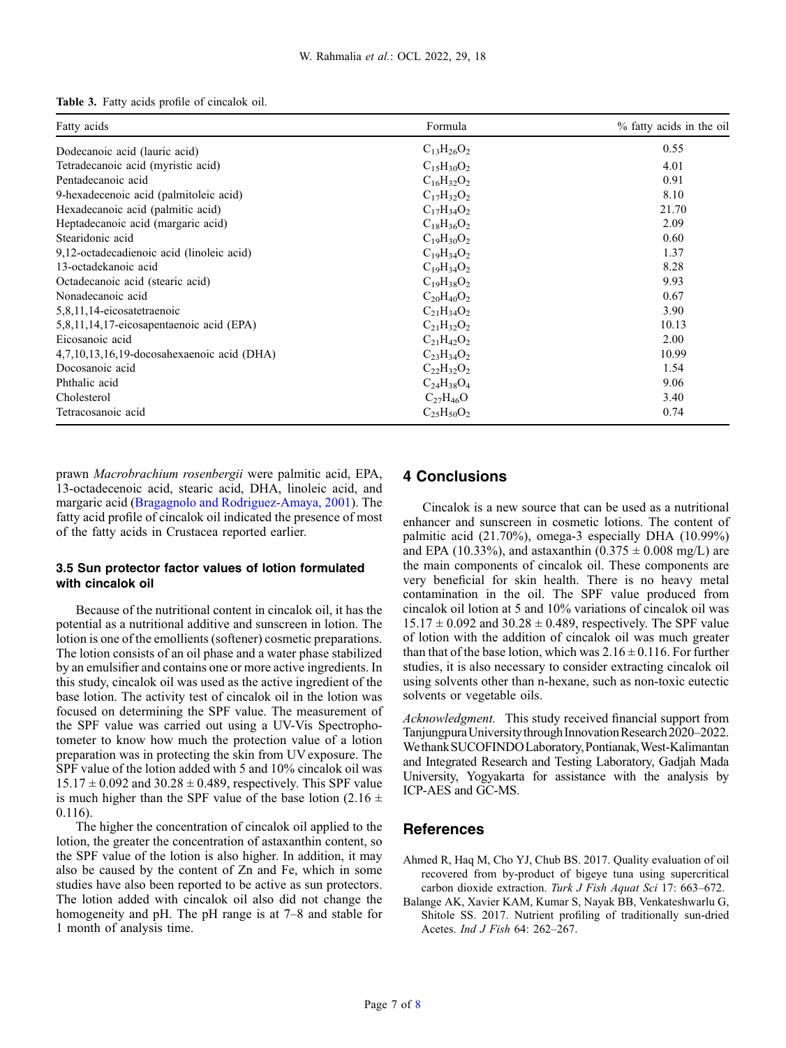**Table 3.** Fatty acids profile of cincalok oil.

| Fatty acids | Formula | % fatty acids in the oil |
|---|---|---|
| Dodecanoic acid (lauric acid) | $C_{13}H_{26}O_2$ | 0.55 |
| Tetradecanoic acid (myristic acid) | $C_{15}H_{30}O_2$ | 4.01 |
| Pentadecanoic acid | $C_{16}H_{32}O_2$ | 0.91 |
| 9-hexadecenoic acid (palmitoleic acid) | $C_{17}H_{32}O_2$ | 8.10 |
| Hexadecanoic acid (palmitic acid) | $C_{17}H_{34}O_2$ | 21.70 |
| Heptadecanoic acid (margaric acid) | $C_{18}H_{36}O_2$ | 2.09 |
| Stearidonic acid | $C_{19}H_{30}O_2$ | 0.60 |
| 9,12-octadecadienoic acid (linoleic acid) | $C_{19}H_{34}O_2$ | 1.37 |
| 13-octadekanoic acid | $C_{19}H_{34}O_2$ | 8.28 |
| Octadecanoic acid (stearic acid) | $C_{19}H_{38}O_2$ | 9.93 |
| Nonadecanoic acid | $C_{20}H_{40}O_2$ | 0.67 |
| 5,8,11,14-eicosatetraenoic | $C_{21}H_{34}O_2$ | 3.90 |
| 5,8,11,14,17-eicosapentaenoic acid (EPA) | $C_{21}H_{32}O_2$ | 10.13 |
| Eicosanoic acid | $C_{21}H_{42}O_2$ | 2.00 |
| 4,7,10,13,16,19-docosahexaenoic acid (DHA) | $C_{23}H_{34}O_2$ | 10.99 |
| Docosanoic acid | $C_{22}H_{32}O_2$ | 1.54 |
| Phthalic acid | $C_{24}H_{38}O_4$ | 9.06 |
| Cholesterol | $C_{27}H_{46}O$ | 3.40 |
| Tetracosanoic acid | $C_{25}H_{50}O_2$ | 0.74 |

prawn *Macrobrachium rosenbergii* were palmitic acid, EPA, 13-octadecenoic acid, stearic acid, DHA, linoleic acid, and margaric acid (Bragagnolo and Rodriguez-Amaya, 2001). The fatty acid profile of cincalok oil indicated the presence of most of the fatty acids in Crustacea reported earlier.

### 3.5 Sun protector factor values of lotion formulated with cincalok oil

Because of the nutritional content in cincalok oil, it has the potential as a nutritional additive and sunscreen in lotion. The lotion is one of the emollients (softener) cosmetic preparations. The lotion consists of an oil phase and a water phase stabilized by an emulsifier and contains one or more active ingredients. In this study, cincalok oil was used as the active ingredient of the base lotion. The activity test of cincalok oil in the lotion was focused on determining the SPF value. The measurement of the SPF value was carried out using a UV-Vis Spectrophotometer to know how much the protection value of a lotion preparation was in protecting the skin from UV exposure. The SPF value of the lotion added with 5 and 10% cincalok oil was $15.17 \pm 0.092$ and $30.28 \pm 0.489$, respectively. This SPF value is much higher than the SPF value of the base lotion ($2.16 \pm 0.116$).

The higher the concentration of cincalok oil applied to the lotion, the greater the concentration of astaxanthin content, so the SPF value of the lotion is also higher. In addition, it may also be caused by the content of Zn and Fe, which in some studies have also been reported to be active as sun protectors. The lotion added with cincalok oil also did not change the homogeneity and pH. The pH range is at 7–8 and stable for 1 month of analysis time.

## 4 Conclusions

Cincalok is a new source that can be used as a nutritional enhancer and sunscreen in cosmetic lotions. The content of palmitic acid (21.70%), omega-3 especially DHA (10.99%) and EPA (10.33%), and astaxanthin ($0.375 \pm 0.008$ mg/L) are the main components of cincalok oil. These components are very beneficial for skin health. There is no heavy metal contamination in the oil. The SPF value produced from cincalok oil lotion at 5 and 10% variations of cincalok oil was $15.17 \pm 0.092$ and $30.28 \pm 0.489$, respectively. The SPF value of lotion with the addition of cincalok oil was much greater than that of the base lotion, which was $2.16 \pm 0.116$. For further studies, it is also necessary to consider extracting cincalok oil using solvents other than n-hexane, such as non-toxic eutectic solvents or vegetable oils.

*Acknowledgment.* This study received financial support from Tanjungpura University through Innovation Research 2020–2022. We thank SUCOFINDO Laboratory, Pontianak, West-Kalimantan and Integrated Research and Testing Laboratory, Gadjah Mada University, Yogyakarta for assistance with the analysis by ICP-AES and GC-MS.

## References

Ahmed R, Haq M, Cho YJ, Chub BS. 2017. Quality evaluation of oil recovered from by-product of bigeye tuna using supercritical carbon dioxide extraction. *Turk J Fish Aquat Sci* 17: 663–672.

Balange AK, Xavier KAM, Kumar S, Nayak BB, Venkateshwarlu G, Shitole SS. 2017. Nutrient profiling of traditionally sun-dried Acetes. *Ind J Fish* 64: 262–267.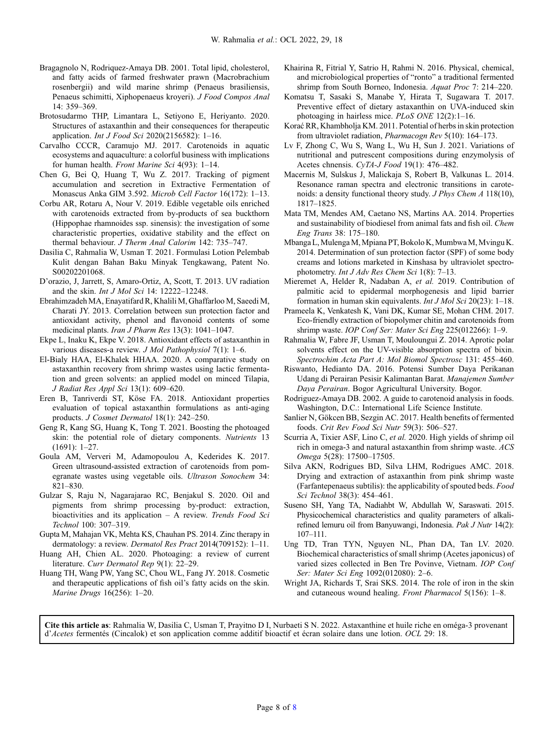Bragagnolo N, Rodriquez-Amaya DB. 2001. Total lipid, cholesterol, and fatty acids of farmed freshwater prawn (Macrobrachium rosenbergii) and wild marine shrimp (Penaeus brasiliensis, Penaeus schimitti, Xiphopenaeus kroyeri). *J Food Compos Anal* 14: 359–369.

Brotosudarmo THP, Limantara L, Setiyono E, Heriyanto. 2020. Structures of astaxanthin and their consequences for therapeutic application. *Int J Food Sci* 2020(2156582): 1–16.

Carvalho CCCR, Caramujo MJ. 2017. Carotenoids in aquatic ecosystems and aquaculture: a colorful business with implications for human health. *Front Marine Sci* 4(93): 1–14.

Chen G, Bei Q, Huang T, Wu Z. 2017. Tracking of pigment accumulation and secretion in Extractive Fermentation of Monascus Anka GIM 3.592. *Microb Cell Factor* 16(172): 1–13.

Corbu AR, Rotaru A, Nour V. 2019. Edible vegetable oils enriched with carotenoids extracted from by-products of sea buckthorn (Hippophae rhamnoides ssp. sinensis): the investigation of some characteristic properties, oxidative stability and the effect on thermal behaviour. *J Therm Anal Calorim* 142: 735–747.

Dasilia C, Rahmalia W, Usman T. 2021. Formulasi Lotion Pelembab Kulit dengan Bahan Baku Minyak Tengkawang, Patent No. S00202201068.

D'orazio, J, Jarrett, S, Amaro-Ortiz, A, Scott, T. 2013. UV radiation and the skin. *Int J Mol Sci* 14: 12222–12248.

Ebrahimzadeh MA, Enayatifard R, Khalili M, Ghaffarloo M, Saeedi M, Charati JY. 2013. Correlation between sun protection factor and antioxidant activity, phenol and flavonoid contents of some medicinal plants. *Iran J Pharm Res* 13(3): 1041–1047.

Ekpe L, Inaku K, Ekpe V. 2018. Antioxidant effects of astaxanthin in various diseases-a review. *J Mol Pathophysiol* 7(1): 1–6.

El-Bialy HAA, El-Khalek HHAA. 2020. A comparative study on astaxanthin recovery from shrimp wastes using lactic fermentation and green solvents: an applied model on minced Tilapia, *J Radiat Res Appl Sci* 13(1): 609–620.

Eren B, Tanriverdi ST, Köse FA. 2018. Antioxidant properties evaluation of topical astaxanthin formulations as anti-aging products. *J Cosmet Dermatol* 18(1): 242–250.

Geng R, Kang SG, Huang K, Tong T. 2021. Boosting the photoaged skin: the potential role of dietary components. *Nutrients* 13 (1691): 1–27.

Goula AM, Ververi M, Adamopoulou A, Kederides K. 2017. Green ultrasound-assisted extraction of carotenoids from pomegranate wastes using vegetable oils. *Ultrason Sonochem* 34: 821–830.

Gulzar S, Raju N, Nagarajarao RC, Benjakul S. 2020. Oil and pigments from shrimp processing by-product: extraction, bioactivities and its application – A review. *Trends Food Sci Technol* 100: 307–319.

Gupta M, Mahajan VK, Mehta KS, Chauhan PS. 2014. Zinc therapy in dermatology: a review. *Dermatol Res Pract* 2014(709152): 1–11.

Huang AH, Chien AL. 2020. Photoaging: a review of current literature. *Curr Dermatol Rep* 9(1): 22–29.

Huang TH, Wang PW, Yang SC, Chou WL, Fang JY. 2018. Cosmetic and therapeutic applications of fish oil's fatty acids on the skin. *Marine Drugs* 16(256): 1–20.

Khairina R, Fitrial Y, Satrio H, Rahmi N. 2016. Physical, chemical, and microbiological properties of "ronto" a traditional fermented shrimp from South Borneo, Indonesia. *Aquat Proc* 7: 214–220.

Komatsu T, Sasaki S, Manabe Y, Hirata T, Sugawara T. 2017. Preventive effect of dietary astaxanthin on UVA-induced skin photoaging in hairless mice. *PLoS ONE* 12(2):1–16.

Korać RR, Khambholja KM. 2011. Potential of herbs in skin protection from ultraviolet radiation, *Pharmacogn Rev* 5(10): 164–173.

Lv F, Zhong C, Wu S, Wang L, Wu H, Sun J. 2021. Variations of nutritional and putrescent compositions during enzymolysis of Acetes chnensis. *CyTA-J Food* 19(1): 476–482.

Macernis M, Sulskus J, Malickaja S, Robert B, Valkunas L. 2014. Resonance raman spectra and electronic transitions in carotenoids: a density functional theory study. *J Phys Chem A* 118(10), 1817–1825.

Mata TM, Mendes AM, Caetano NS, Martins AA. 2014. Properties and sustainability of biodiesel from animal fats and fish oil. *Chem Eng Trans* 38: 175–180.

Mbanga L, Mulenga M, Mpiana PT, Bokolo K, Mumbwa M, Mvingu K. 2014. Determination of sun protection factor (SPF) of some body creams and lotions marketed in Kinshasa by ultraviolet spectrophotometry. *Int J Adv Res Chem Sci* 1(8): 7–13.

Mieremet A, Helder R, Nadaban A, *et al.* 2019. Contribution of palmitic acid to epidermal morphogenesis and lipid barrier formation in human skin equivalents. *Int J Mol Sci* 20(23): 1–18.

Prameela K, Venkatesh K, Vani DK, Kumar SE, Mohan CHM. 2017. Eco-friendly extraction of biopolymer chitin and carotenoids from shrimp waste. *IOP Conf Ser: Mater Sci Eng* 225(012266): 1–9.

Rahmalia W, Fabre JF, Usman T, Mouloungui Z. 2014. Aprotic polar solvents effect on the UV-visible absorption spectra of bixin. *Spectrochim Acta Part A: Mol Biomol Spectrosc* 131: 455–460.

Riswanto, Hedianto DA. 2016. Potensi Sumber Daya Perikanan Udang di Perairan Pesisir Kalimantan Barat. *Manajemen Sumber Daya Perairan*. Bogor Agricultural University. Bogor.

Rodriguez-Amaya DB. 2002. A guide to carotenoid analysis in foods. Washington, D.C.: International Life Science Institute.

Sanlier N, Gökcen BB, Sezgin AC. 2017. Health benefits of fermented foods. *Crit Rev Food Sci Nutr* 59(3): 506–527.

Scurria A, Tixier ASF, Lino C, *et al.* 2020. High yields of shrimp oil rich in omega-3 and natural astaxanthin from shrimp waste. *ACS Omega* 5(28): 17500–17505.

Silva AKN, Rodrigues BD, Silva LHM, Rodrigues AMC. 2018. Drying and extraction of astaxanthin from pink shrimp waste (Farfantepenaeus subtilis): the applicability of spouted beds. *Food Sci Technol* 38(3): 454–461.

Suseno SH, Yang TA, Nadiahbt W, Abdullah W, Saraswati. 2015. Physicochemical characteristics and quality parameters of alkali-refined lemuru oil from Banyuwangi, Indonesia. *Pak J Nutr* 14(2): 107–111.

Ung TD, Tran TYN, Nguyen NL, Phan DA, Tan LV. 2020. Biochemical characteristics of small shrimp (Acetes japonicus) of varied sizes collected in Ben Tre Povinve, Vietnam. *IOP Conf Ser: Mater Sci Eng* 1092(012080): 2–6.

Wright JA, Richards T, Srai SKS. 2014. The role of iron in the skin and cutaneous wound healing. *Front Pharmacol* 5(156): 1–8.

**Cite this article as**: Rahmalia W, Dasilia C, Usman T, Prayitno D I, Nurbaeti S N. 2022. Astaxanthine et huile riche en oméga-3 provenant d'*Acetes* fermentés (Cincalok) et son application comme additif bioactif et écran solaire dans une lotion. *OCL* 29: 18.